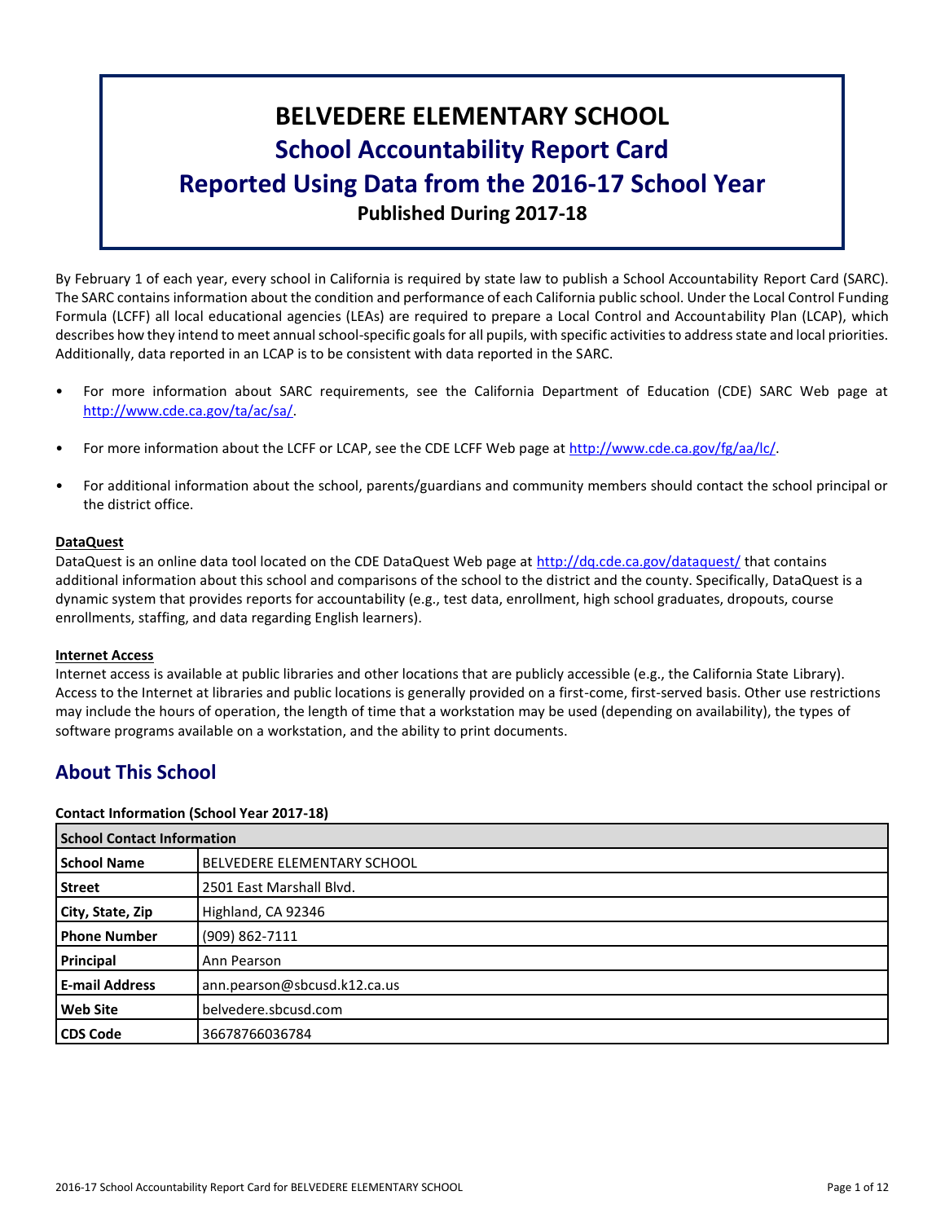# BELVEDERE ELEMENTARY SCHOOL
## School Accountability Report Card
## Reported Using Data from the 2016-17 School Year
### Published During 2017-18

By February 1 of each year, every school in California is required by state law to publish a School Accountability Report Card (SARC). The SARC contains information about the condition and performance of each California public school. Under the Local Control Funding Formula (LCFF) all local educational agencies (LEAs) are required to prepare a Local Control and Accountability Plan (LCAP), which describes how they intend to meet annual school-specific goals for all pupils, with specific activities to address state and local priorities. Additionally, data reported in an LCAP is to be consistent with data reported in the SARC.

- For more information about SARC requirements, see the California Department of Education (CDE) SARC Web page at http://www.cde.ca.gov/ta/ac/sa/.
- For more information about the LCFF or LCAP, see the CDE LCFF Web page at http://www.cde.ca.gov/fg/aa/lc/.
- For additional information about the school, parents/guardians and community members should contact the school principal or the district office.

**DataQuest**

DataQuest is an online data tool located on the CDE DataQuest Web page at http://dq.cde.ca.gov/dataquest/ that contains additional information about this school and comparisons of the school to the district and the county. Specifically, DataQuest is a dynamic system that provides reports for accountability (e.g., test data, enrollment, high school graduates, dropouts, course enrollments, staffing, and data regarding English learners).

**Internet Access**

Internet access is available at public libraries and other locations that are publicly accessible (e.g., the California State Library). Access to the Internet at libraries and public locations is generally provided on a first-come, first-served basis. Other use restrictions may include the hours of operation, the length of time that a workstation may be used (depending on availability), the types of software programs available on a workstation, and the ability to print documents.

## About This School

**Contact Information (School Year 2017-18)**

| School Contact Information | |
|---|---|
| **School Name** | BELVEDERE ELEMENTARY SCHOOL |
| **Street** | 2501 East Marshall Blvd. |
| **City, State, Zip** | Highland, CA 92346 |
| **Phone Number** | (909) 862-7111 |
| **Principal** | Ann Pearson |
| **E-mail Address** | ann.pearson@sbcusd.k12.ca.us |
| **Web Site** | belvedere.sbcusd.com |
| **CDS Code** | 36678766036784 |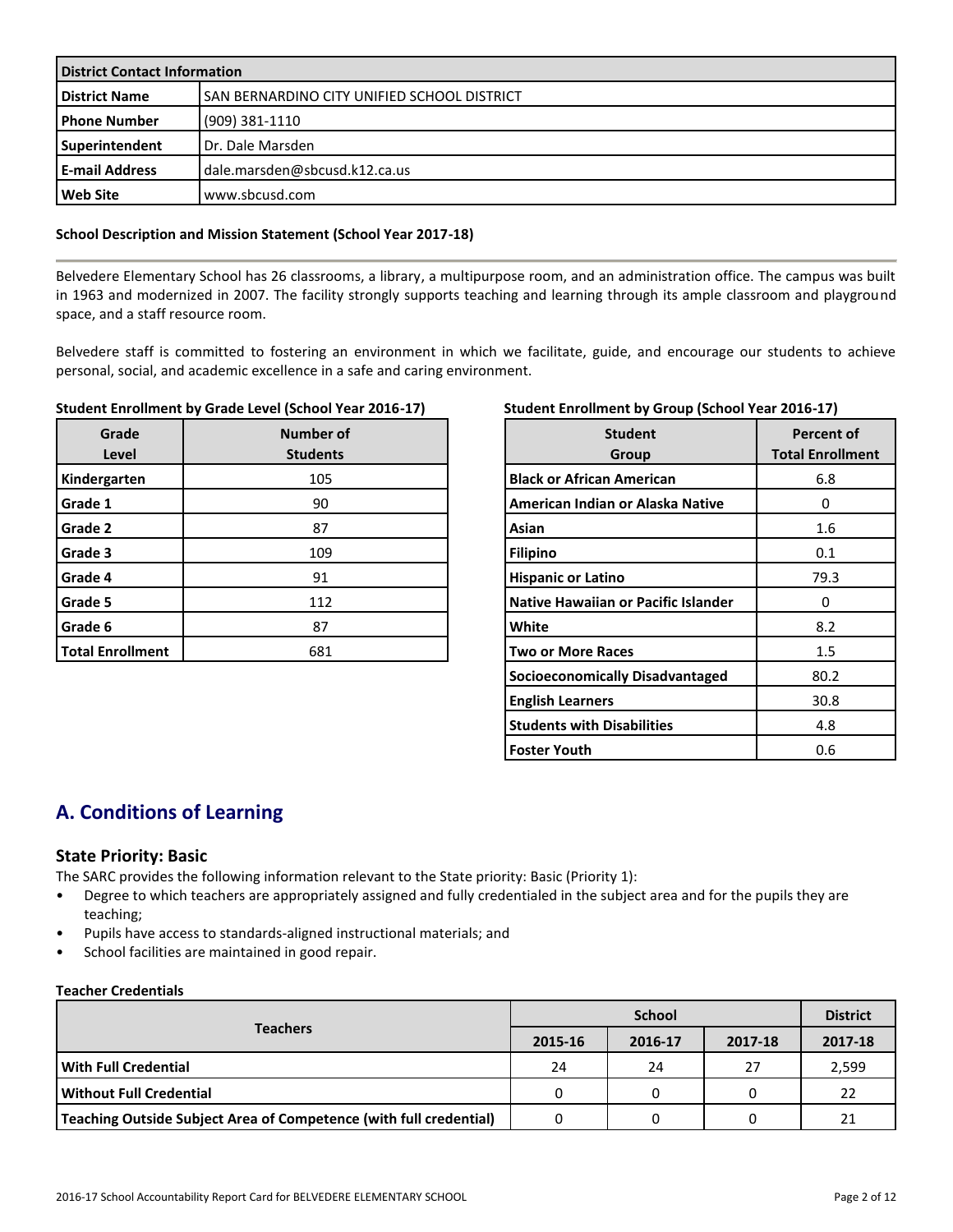| District Contact Information | |
|---|---|
| **District Name** | SAN BERNARDINO CITY UNIFIED SCHOOL DISTRICT |
| **Phone Number** | (909) 381-1110 |
| **Superintendent** | Dr. Dale Marsden |
| **E-mail Address** | dale.marsden@sbcusd.k12.ca.us |
| **Web Site** | www.sbcusd.com |

**School Description and Mission Statement (School Year 2017-18)**

Belvedere Elementary School has 26 classrooms, a library, a multipurpose room, and an administration office. The campus was built in 1963 and modernized in 2007. The facility strongly supports teaching and learning through its ample classroom and playground space, and a staff resource room.

Belvedere staff is committed to fostering an environment in which we facilitate, guide, and encourage our students to achieve personal, social, and academic excellence in a safe and caring environment.

**Student Enrollment by Grade Level (School Year 2016-17)**

| Grade Level | Number of Students |
|---|---|
| **Kindergarten** | 105 |
| **Grade 1** | 90 |
| **Grade 2** | 87 |
| **Grade 3** | 109 |
| **Grade 4** | 91 |
| **Grade 5** | 112 |
| **Grade 6** | 87 |
| **Total Enrollment** | 681 |

**Student Enrollment by Group (School Year 2016-17)**

| Student Group | Percent of Total Enrollment |
|---|---|
| **Black or African American** | 6.8 |
| **American Indian or Alaska Native** | 0 |
| **Asian** | 1.6 |
| **Filipino** | 0.1 |
| **Hispanic or Latino** | 79.3 |
| **Native Hawaiian or Pacific Islander** | 0 |
| **White** | 8.2 |
| **Two or More Races** | 1.5 |
| **Socioeconomically Disadvantaged** | 80.2 |
| **English Learners** | 30.8 |
| **Students with Disabilities** | 4.8 |
| **Foster Youth** | 0.6 |

## A. Conditions of Learning

### State Priority: Basic

The SARC provides the following information relevant to the State priority: Basic (Priority 1):

- Degree to which teachers are appropriately assigned and fully credentialed in the subject area and for the pupils they are teaching;
- Pupils have access to standards-aligned instructional materials; and
- School facilities are maintained in good repair.

**Teacher Credentials**

| Teachers | School | | | District |
|---|---|---|---|---|
| | 2015-16 | 2016-17 | 2017-18 | 2017-18 |
| **With Full Credential** | 24 | 24 | 27 | 2,599 |
| **Without Full Credential** | 0 | 0 | 0 | 22 |
| **Teaching Outside Subject Area of Competence (with full credential)** | 0 | 0 | 0 | 21 |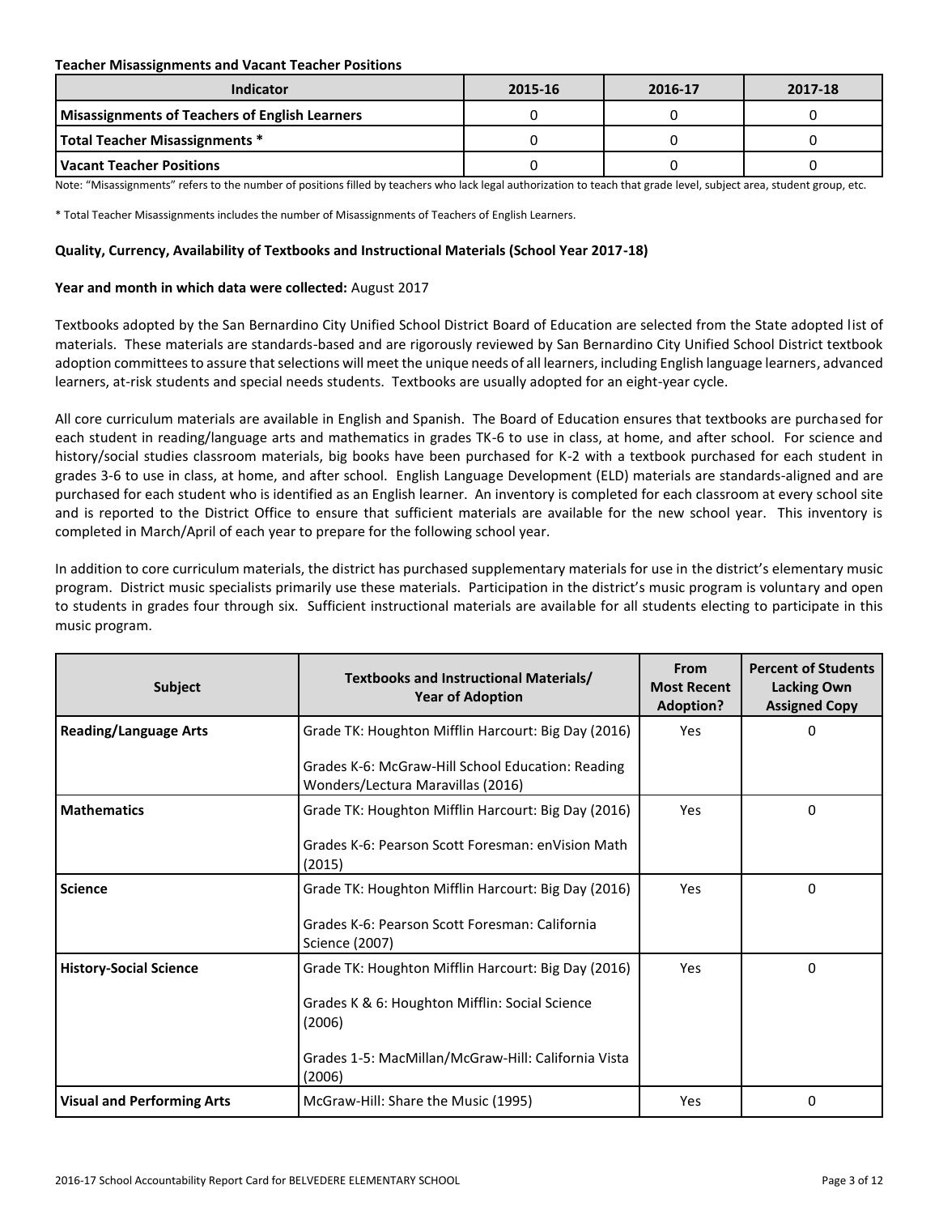**Teacher Misassignments and Vacant Teacher Positions**

| Indicator | 2015-16 | 2016-17 | 2017-18 |
|---|---|---|---|
| **Misassignments of Teachers of English Learners** | 0 | 0 | 0 |
| **Total Teacher Misassignments *** | 0 | 0 | 0 |
| **Vacant Teacher Positions** | 0 | 0 | 0 |

Note: "Misassignments" refers to the number of positions filled by teachers who lack legal authorization to teach that grade level, subject area, student group, etc.

* Total Teacher Misassignments includes the number of Misassignments of Teachers of English Learners.

**Quality, Currency, Availability of Textbooks and Instructional Materials (School Year 2017-18)**

**Year and month in which data were collected:** August 2017

Textbooks adopted by the San Bernardino City Unified School District Board of Education are selected from the State adopted list of materials. These materials are standards-based and are rigorously reviewed by San Bernardino City Unified School District textbook adoption committees to assure that selections will meet the unique needs of all learners, including English language learners, advanced learners, at-risk students and special needs students. Textbooks are usually adopted for an eight-year cycle.

All core curriculum materials are available in English and Spanish. The Board of Education ensures that textbooks are purchased for each student in reading/language arts and mathematics in grades TK-6 to use in class, at home, and after school. For science and history/social studies classroom materials, big books have been purchased for K-2 with a textbook purchased for each student in grades 3-6 to use in class, at home, and after school. English Language Development (ELD) materials are standards-aligned and are purchased for each student who is identified as an English learner. An inventory is completed for each classroom at every school site and is reported to the District Office to ensure that sufficient materials are available for the new school year. This inventory is completed in March/April of each year to prepare for the following school year.

In addition to core curriculum materials, the district has purchased supplementary materials for use in the district's elementary music program. District music specialists primarily use these materials. Participation in the district's music program is voluntary and open to students in grades four through six. Sufficient instructional materials are available for all students electing to participate in this music program.

| Subject | Textbooks and Instructional Materials/ Year of Adoption | From Most Recent Adoption? | Percent of Students Lacking Own Assigned Copy |
|---|---|---|---|
| **Reading/Language Arts** | Grade TK: Houghton Mifflin Harcourt: Big Day (2016)<br><br>Grades K-6: McGraw-Hill School Education: Reading Wonders/Lectura Maravillas (2016) | Yes | 0 |
| **Mathematics** | Grade TK: Houghton Mifflin Harcourt: Big Day (2016)<br><br>Grades K-6: Pearson Scott Foresman: enVision Math (2015) | Yes | 0 |
| **Science** | Grade TK: Houghton Mifflin Harcourt: Big Day (2016)<br><br>Grades K-6: Pearson Scott Foresman: California Science (2007) | Yes | 0 |
| **History-Social Science** | Grade TK: Houghton Mifflin Harcourt: Big Day (2016)<br><br>Grades K & 6: Houghton Mifflin: Social Science (2006)<br><br>Grades 1-5: MacMillan/McGraw-Hill: California Vista (2006) | Yes | 0 |
| **Visual and Performing Arts** | McGraw-Hill: Share the Music (1995) | Yes | 0 |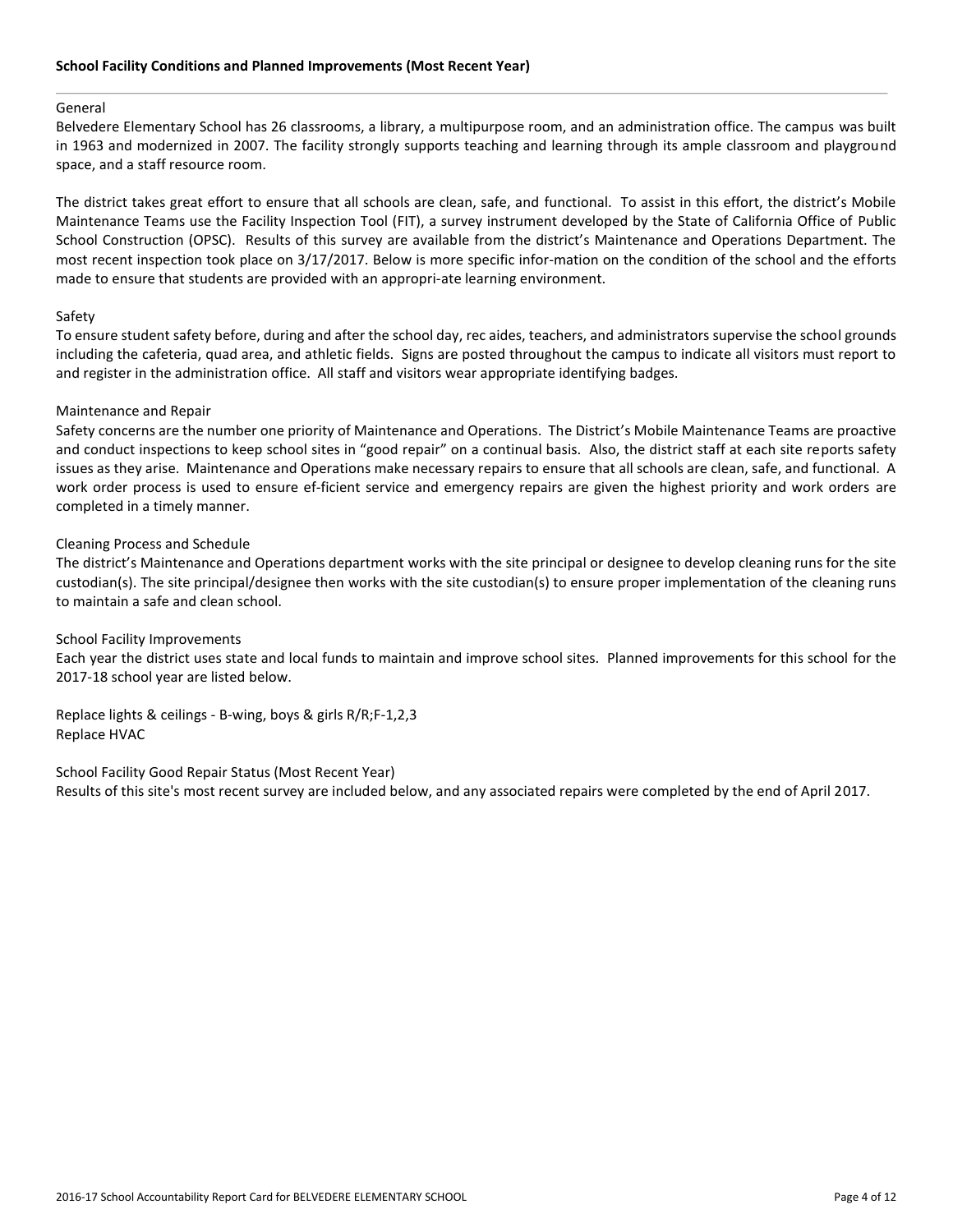### School Facility Conditions and Planned Improvements (Most Recent Year)

General

Belvedere Elementary School has 26 classrooms, a library, a multipurpose room, and an administration office. The campus was built in 1963 and modernized in 2007. The facility strongly supports teaching and learning through its ample classroom and playground space, and a staff resource room.

The district takes great effort to ensure that all schools are clean, safe, and functional. To assist in this effort, the district's Mobile Maintenance Teams use the Facility Inspection Tool (FIT), a survey instrument developed by the State of California Office of Public School Construction (OPSC). Results of this survey are available from the district's Maintenance and Operations Department. The most recent inspection took place on 3/17/2017. Below is more specific infor-mation on the condition of the school and the efforts made to ensure that students are provided with an appropri-ate learning environment.

Safety

To ensure student safety before, during and after the school day, rec aides, teachers, and administrators supervise the school grounds including the cafeteria, quad area, and athletic fields. Signs are posted throughout the campus to indicate all visitors must report to and register in the administration office. All staff and visitors wear appropriate identifying badges.

Maintenance and Repair

Safety concerns are the number one priority of Maintenance and Operations. The District's Mobile Maintenance Teams are proactive and conduct inspections to keep school sites in "good repair" on a continual basis. Also, the district staff at each site reports safety issues as they arise. Maintenance and Operations make necessary repairs to ensure that all schools are clean, safe, and functional. A work order process is used to ensure ef-ficient service and emergency repairs are given the highest priority and work orders are completed in a timely manner.

Cleaning Process and Schedule

The district's Maintenance and Operations department works with the site principal or designee to develop cleaning runs for the site custodian(s). The site principal/designee then works with the site custodian(s) to ensure proper implementation of the cleaning runs to maintain a safe and clean school.

School Facility Improvements

Each year the district uses state and local funds to maintain and improve school sites. Planned improvements for this school for the 2017-18 school year are listed below.

Replace lights & ceilings - B-wing, boys & girls R/R;F-1,2,3
Replace HVAC

School Facility Good Repair Status (Most Recent Year)
Results of this site's most recent survey are included below, and any associated repairs were completed by the end of April 2017.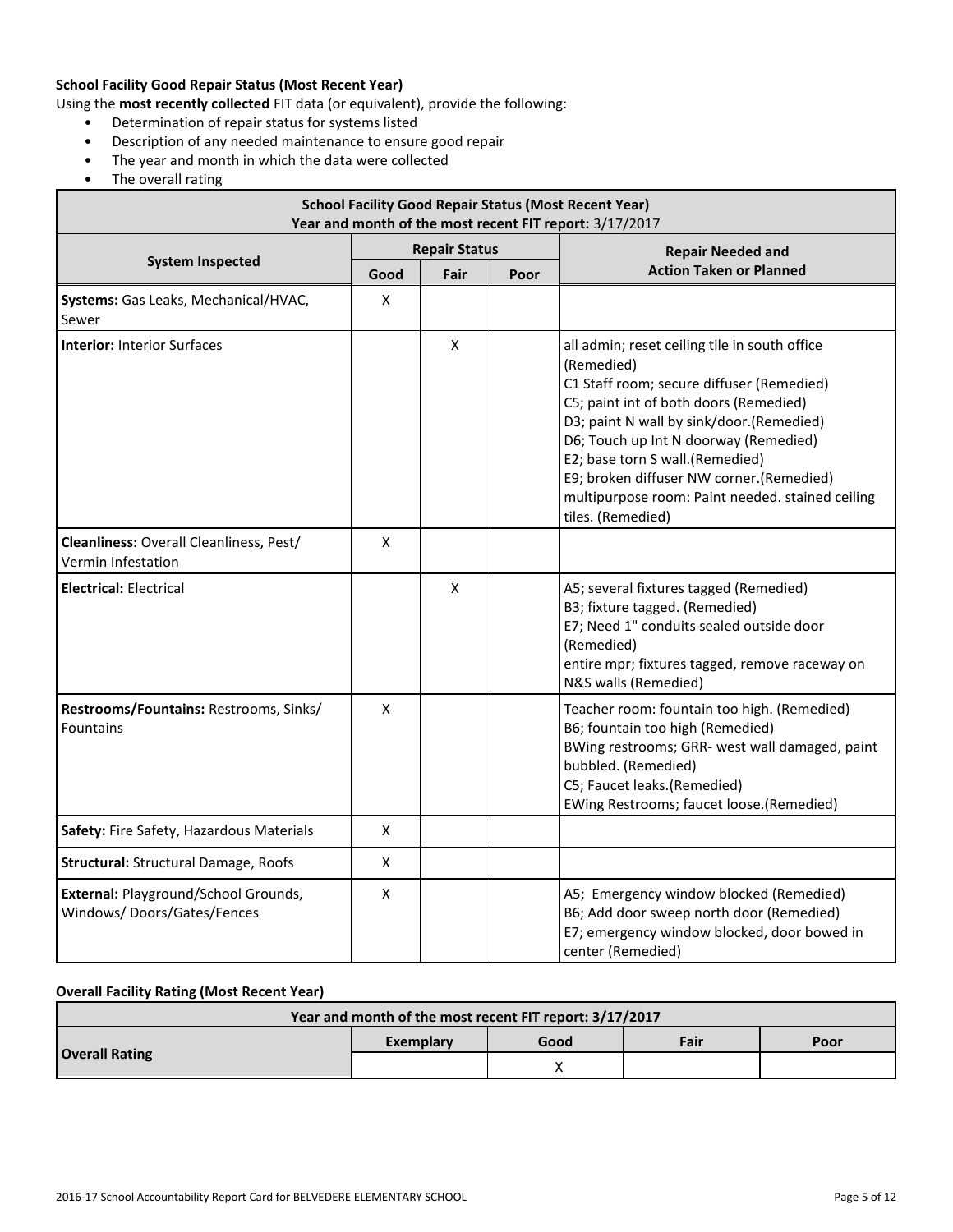**School Facility Good Repair Status (Most Recent Year)**

Using the **most recently collected** FIT data (or equivalent), provide the following:

- Determination of repair status for systems listed
- Description of any needed maintenance to ensure good repair
- The year and month in which the data were collected
- The overall rating

| School Facility Good Repair Status (Most Recent Year)<br>Year and month of the most recent FIT report: 3/17/2017 | | | | |
|---|---|---|---|---|
| **System Inspected** | **Repair Status** | | | **Repair Needed and Action Taken or Planned** |
| | **Good** | **Fair** | **Poor** | |
| **Systems:** Gas Leaks, Mechanical/HVAC, Sewer | X | | | |
| **Interior:** Interior Surfaces | | X | | all admin; reset ceiling tile in south office (Remedied)<br>C1 Staff room; secure diffuser (Remedied)<br>C5; paint int of both doors (Remedied)<br>D3; paint N wall by sink/door.(Remedied)<br>D6; Touch up Int N doorway (Remedied)<br>E2; base torn S wall.(Remedied)<br>E9; broken diffuser NW corner.(Remedied)<br>multipurpose room: Paint needed. stained ceiling tiles. (Remedied) |
| **Cleanliness:** Overall Cleanliness, Pest/ Vermin Infestation | X | | | |
| **Electrical:** Electrical | | X | | A5; several fixtures tagged (Remedied)<br>B3; fixture tagged. (Remedied)<br>E7; Need 1" conduits sealed outside door (Remedied)<br>entire mpr; fixtures tagged, remove raceway on N&S walls (Remedied) |
| **Restrooms/Fountains:** Restrooms, Sinks/ Fountains | X | | | Teacher room: fountain too high. (Remedied)<br>B6; fountain too high (Remedied)<br>BWing restrooms; GRR- west wall damaged, paint bubbled. (Remedied)<br>C5; Faucet leaks.(Remedied)<br>EWing Restrooms; faucet loose.(Remedied) |
| **Safety:** Fire Safety, Hazardous Materials | X | | | |
| **Structural:** Structural Damage, Roofs | X | | | |
| **External:** Playground/School Grounds, Windows/ Doors/Gates/Fences | X | | | A5; Emergency window blocked (Remedied)<br>B6; Add door sweep north door (Remedied)<br>E7; emergency window blocked, door bowed in center (Remedied) |

**Overall Facility Rating (Most Recent Year)**

| Year and month of the most recent FIT report: 3/17/2017 | | | | |
|---|---|---|---|---|
| **Overall Rating** | **Exemplary** | **Good** | **Fair** | **Poor** |
| | | X | | |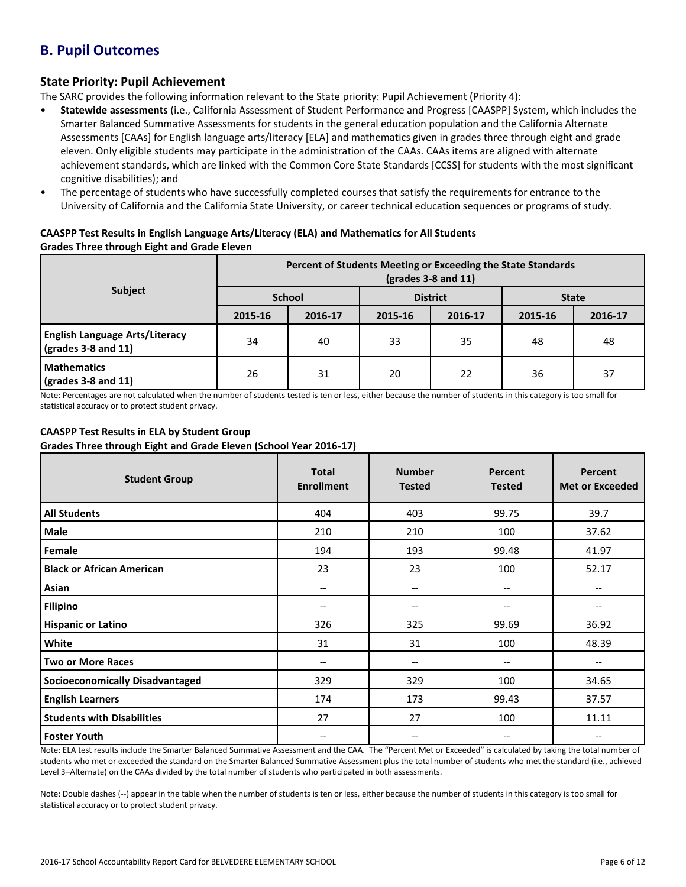## B. Pupil Outcomes

### State Priority: Pupil Achievement

The SARC provides the following information relevant to the State priority: Pupil Achievement (Priority 4):

- **Statewide assessments** (i.e., California Assessment of Student Performance and Progress [CAASPP] System, which includes the Smarter Balanced Summative Assessments for students in the general education population and the California Alternate Assessments [CAAs] for English language arts/literacy [ELA] and mathematics given in grades three through eight and grade eleven. Only eligible students may participate in the administration of the CAAs. CAAs items are aligned with alternate achievement standards, which are linked with the Common Core State Standards [CCSS] for students with the most significant cognitive disabilities); and
- The percentage of students who have successfully completed courses that satisfy the requirements for entrance to the University of California and the California State University, or career technical education sequences or programs of study.

**CAASPP Test Results in English Language Arts/Literacy (ELA) and Mathematics for All Students**
**Grades Three through Eight and Grade Eleven**

| Subject | Percent of Students Meeting or Exceeding the State Standards (grades 3-8 and 11) | | | | | |
|---|---|---|---|---|---|---|
| | School | | District | | State | |
| | 2015-16 | 2016-17 | 2015-16 | 2016-17 | 2015-16 | 2016-17 |
| **English Language Arts/Literacy (grades 3-8 and 11)** | 34 | 40 | 33 | 35 | 48 | 48 |
| **Mathematics (grades 3-8 and 11)** | 26 | 31 | 20 | 22 | 36 | 37 |

Note: Percentages are not calculated when the number of students tested is ten or less, either because the number of students in this category is too small for statistical accuracy or to protect student privacy.

**CAASPP Test Results in ELA by Student Group**
**Grades Three through Eight and Grade Eleven (School Year 2016-17)**

| Student Group | Total Enrollment | Number Tested | Percent Tested | Percent Met or Exceeded |
|---|---|---|---|---|
| **All Students** | 404 | 403 | 99.75 | 39.7 |
| **Male** | 210 | 210 | 100 | 37.62 |
| **Female** | 194 | 193 | 99.48 | 41.97 |
| **Black or African American** | 23 | 23 | 100 | 52.17 |
| **Asian** | -- | -- | -- | -- |
| **Filipino** | -- | -- | -- | -- |
| **Hispanic or Latino** | 326 | 325 | 99.69 | 36.92 |
| **White** | 31 | 31 | 100 | 48.39 |
| **Two or More Races** | -- | -- | -- | -- |
| **Socioeconomically Disadvantaged** | 329 | 329 | 100 | 34.65 |
| **English Learners** | 174 | 173 | 99.43 | 37.57 |
| **Students with Disabilities** | 27 | 27 | 100 | 11.11 |
| **Foster Youth** | -- | -- | -- | -- |

Note: ELA test results include the Smarter Balanced Summative Assessment and the CAA. The "Percent Met or Exceeded" is calculated by taking the total number of students who met or exceeded the standard on the Smarter Balanced Summative Assessment plus the total number of students who met the standard (i.e., achieved Level 3–Alternate) on the CAAs divided by the total number of students who participated in both assessments.

Note: Double dashes (--) appear in the table when the number of students is ten or less, either because the number of students in this category is too small for statistical accuracy or to protect student privacy.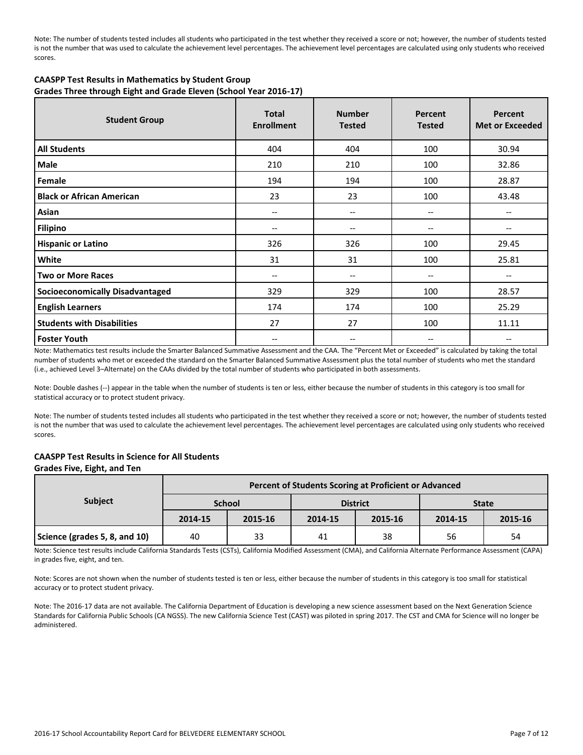Note: The number of students tested includes all students who participated in the test whether they received a score or not; however, the number of students tested is not the number that was used to calculate the achievement level percentages. The achievement level percentages are calculated using only students who received scores.

**CAASPP Test Results in Mathematics by Student Group**
**Grades Three through Eight and Grade Eleven (School Year 2016-17)**

| Student Group | Total Enrollment | Number Tested | Percent Tested | Percent Met or Exceeded |
|---|---|---|---|---|
| **All Students** | 404 | 404 | 100 | 30.94 |
| **Male** | 210 | 210 | 100 | 32.86 |
| **Female** | 194 | 194 | 100 | 28.87 |
| **Black or African American** | 23 | 23 | 100 | 43.48 |
| **Asian** | -- | -- | -- | -- |
| **Filipino** | -- | -- | -- | -- |
| **Hispanic or Latino** | 326 | 326 | 100 | 29.45 |
| **White** | 31 | 31 | 100 | 25.81 |
| **Two or More Races** | -- | -- | -- | -- |
| **Socioeconomically Disadvantaged** | 329 | 329 | 100 | 28.57 |
| **English Learners** | 174 | 174 | 100 | 25.29 |
| **Students with Disabilities** | 27 | 27 | 100 | 11.11 |
| **Foster Youth** | -- | -- | -- | -- |

Note: Mathematics test results include the Smarter Balanced Summative Assessment and the CAA. The "Percent Met or Exceeded" is calculated by taking the total number of students who met or exceeded the standard on the Smarter Balanced Summative Assessment plus the total number of students who met the standard (i.e., achieved Level 3–Alternate) on the CAAs divided by the total number of students who participated in both assessments.

Note: Double dashes (--) appear in the table when the number of students is ten or less, either because the number of students in this category is too small for statistical accuracy or to protect student privacy.

Note: The number of students tested includes all students who participated in the test whether they received a score or not; however, the number of students tested is not the number that was used to calculate the achievement level percentages. The achievement level percentages are calculated using only students who received scores.

**CAASPP Test Results in Science for All Students**
**Grades Five, Eight, and Ten**

| Subject | Percent of Students Scoring at Proficient or Advanced | | | | | |
|---|---|---|---|---|---|---|
| | School | | District | | State | |
| | 2014-15 | 2015-16 | 2014-15 | 2015-16 | 2014-15 | 2015-16 |
| Science (grades 5, 8, and 10) | 40 | 33 | 41 | 38 | 56 | 54 |

Note: Science test results include California Standards Tests (CSTs), California Modified Assessment (CMA), and California Alternate Performance Assessment (CAPA) in grades five, eight, and ten.

Note: Scores are not shown when the number of students tested is ten or less, either because the number of students in this category is too small for statistical accuracy or to protect student privacy.

Note: The 2016-17 data are not available. The California Department of Education is developing a new science assessment based on the Next Generation Science Standards for California Public Schools (CA NGSS). The new California Science Test (CAST) was piloted in spring 2017. The CST and CMA for Science will no longer be administered.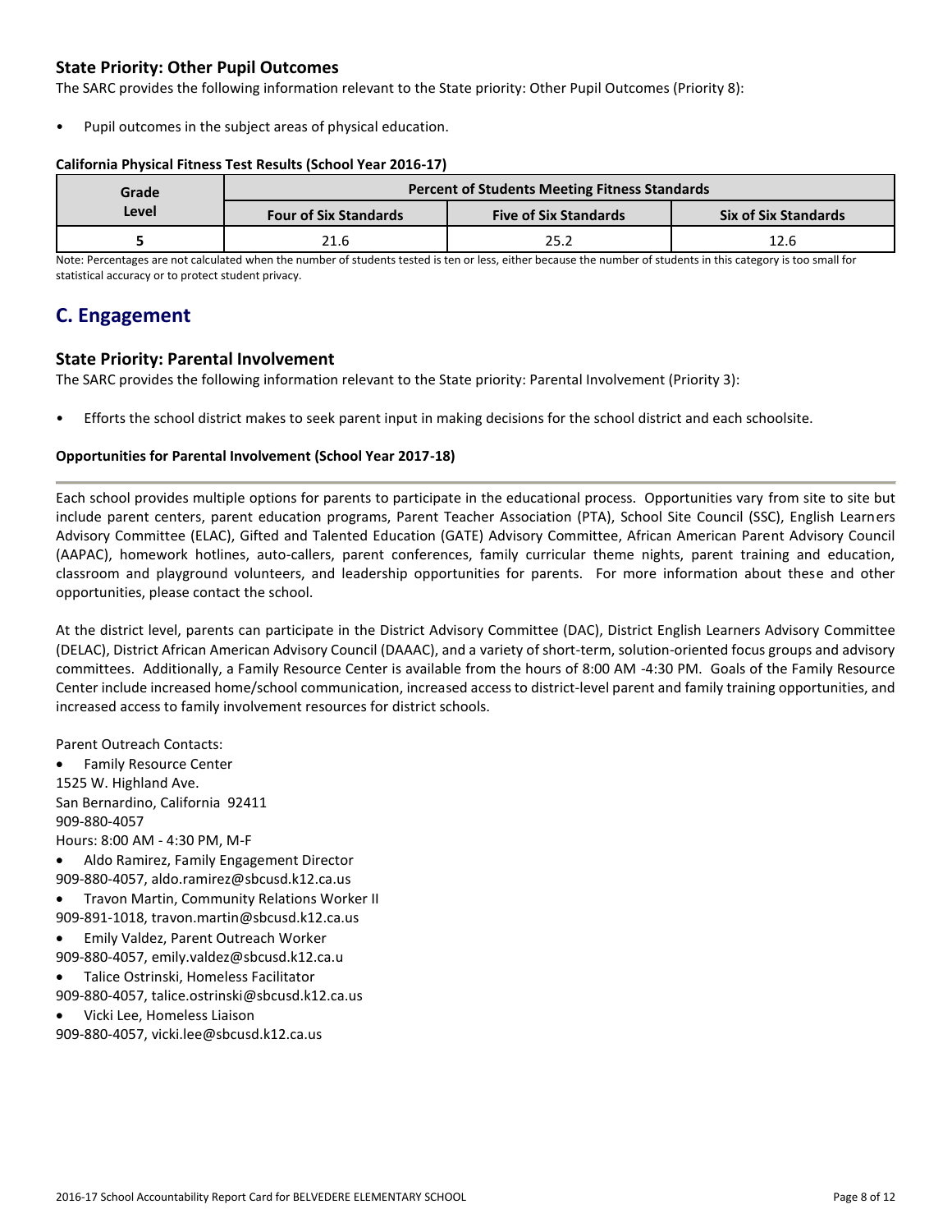### State Priority: Other Pupil Outcomes

The SARC provides the following information relevant to the State priority: Other Pupil Outcomes (Priority 8):

- Pupil outcomes in the subject areas of physical education.

**California Physical Fitness Test Results (School Year 2016-17)**

| Grade Level | Percent of Students Meeting Fitness Standards | | |
|---|---|---|---|
| | Four of Six Standards | Five of Six Standards | Six of Six Standards |
| 5 | 21.6 | 25.2 | 12.6 |

Note: Percentages are not calculated when the number of students tested is ten or less, either because the number of students in this category is too small for statistical accuracy or to protect student privacy.

## C. Engagement

### State Priority: Parental Involvement

The SARC provides the following information relevant to the State priority: Parental Involvement (Priority 3):

- Efforts the school district makes to seek parent input in making decisions for the school district and each schoolsite.

**Opportunities for Parental Involvement (School Year 2017-18)**

Each school provides multiple options for parents to participate in the educational process. Opportunities vary from site to site but include parent centers, parent education programs, Parent Teacher Association (PTA), School Site Council (SSC), English Learners Advisory Committee (ELAC), Gifted and Talented Education (GATE) Advisory Committee, African American Parent Advisory Council (AAPAC), homework hotlines, auto-callers, parent conferences, family curricular theme nights, parent training and education, classroom and playground volunteers, and leadership opportunities for parents. For more information about these and other opportunities, please contact the school.

At the district level, parents can participate in the District Advisory Committee (DAC), District English Learners Advisory Committee (DELAC), District African American Advisory Council (DAAAC), and a variety of short-term, solution-oriented focus groups and advisory committees. Additionally, a Family Resource Center is available from the hours of 8:00 AM -4:30 PM. Goals of the Family Resource Center include increased home/school communication, increased access to district-level parent and family training opportunities, and increased access to family involvement resources for district schools.

Parent Outreach Contacts:

- Family Resource Center
1525 W. Highland Ave.
San Bernardino, California 92411
909-880-4057
Hours: 8:00 AM - 4:30 PM, M-F
- Aldo Ramirez, Family Engagement Director
909-880-4057, aldo.ramirez@sbcusd.k12.ca.us
- Travon Martin, Community Relations Worker II
909-891-1018, travon.martin@sbcusd.k12.ca.us
- Emily Valdez, Parent Outreach Worker
909-880-4057, emily.valdez@sbcusd.k12.ca.u
- Talice Ostrinski, Homeless Facilitator
909-880-4057, talice.ostrinski@sbcusd.k12.ca.us
- Vicki Lee, Homeless Liaison
909-880-4057, vicki.lee@sbcusd.k12.ca.us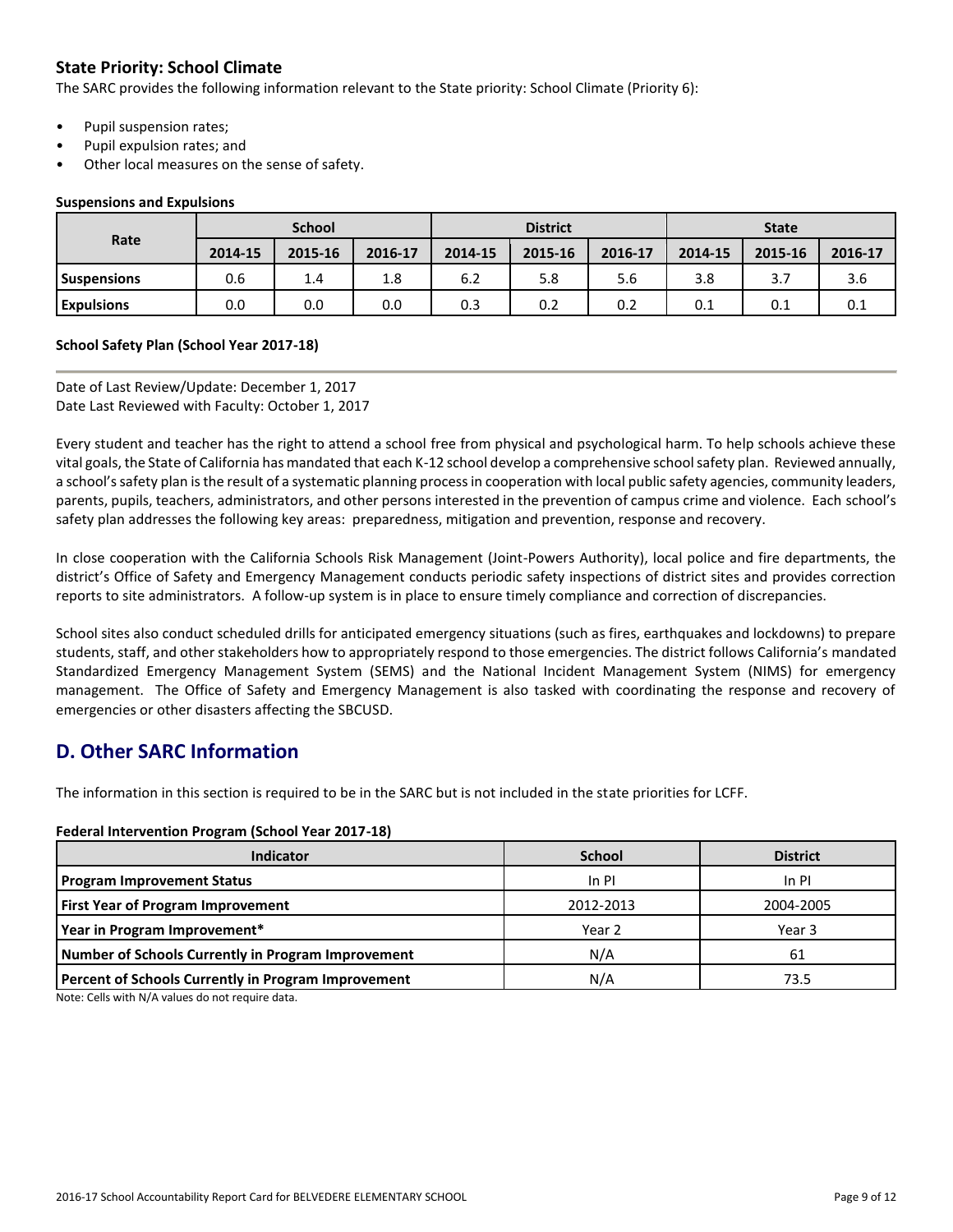## State Priority: School Climate

The SARC provides the following information relevant to the State priority: School Climate (Priority 6):

- Pupil suspension rates;
- Pupil expulsion rates; and
- Other local measures on the sense of safety.

**Suspensions and Expulsions**

| Rate | School | | | District | | | State | | |
|---|---|---|---|---|---|---|---|---|---|
| | 2014-15 | 2015-16 | 2016-17 | 2014-15 | 2015-16 | 2016-17 | 2014-15 | 2015-16 | 2016-17 |
| **Suspensions** | 0.6 | 1.4 | 1.8 | 6.2 | 5.8 | 5.6 | 3.8 | 3.7 | 3.6 |
| **Expulsions** | 0.0 | 0.0 | 0.0 | 0.3 | 0.2 | 0.2 | 0.1 | 0.1 | 0.1 |

**School Safety Plan (School Year 2017-18)**

Date of Last Review/Update: December 1, 2017
Date Last Reviewed with Faculty: October 1, 2017

Every student and teacher has the right to attend a school free from physical and psychological harm. To help schools achieve these vital goals, the State of California has mandated that each K-12 school develop a comprehensive school safety plan. Reviewed annually, a school's safety plan is the result of a systematic planning process in cooperation with local public safety agencies, community leaders, parents, pupils, teachers, administrators, and other persons interested in the prevention of campus crime and violence. Each school's safety plan addresses the following key areas: preparedness, mitigation and prevention, response and recovery.

In close cooperation with the California Schools Risk Management (Joint-Powers Authority), local police and fire departments, the district's Office of Safety and Emergency Management conducts periodic safety inspections of district sites and provides correction reports to site administrators. A follow-up system is in place to ensure timely compliance and correction of discrepancies.

School sites also conduct scheduled drills for anticipated emergency situations (such as fires, earthquakes and lockdowns) to prepare students, staff, and other stakeholders how to appropriately respond to those emergencies. The district follows California's mandated Standardized Emergency Management System (SEMS) and the National Incident Management System (NIMS) for emergency management. The Office of Safety and Emergency Management is also tasked with coordinating the response and recovery of emergencies or other disasters affecting the SBCUSD.

## D. Other SARC Information

The information in this section is required to be in the SARC but is not included in the state priorities for LCFF.

**Federal Intervention Program (School Year 2017-18)**

| Indicator | School | District |
|---|---|---|
| **Program Improvement Status** | In PI | In PI |
| **First Year of Program Improvement** | 2012-2013 | 2004-2005 |
| **Year in Program Improvement*** | Year 2 | Year 3 |
| **Number of Schools Currently in Program Improvement** | N/A | 61 |
| **Percent of Schools Currently in Program Improvement** | N/A | 73.5 |

Note: Cells with N/A values do not require data.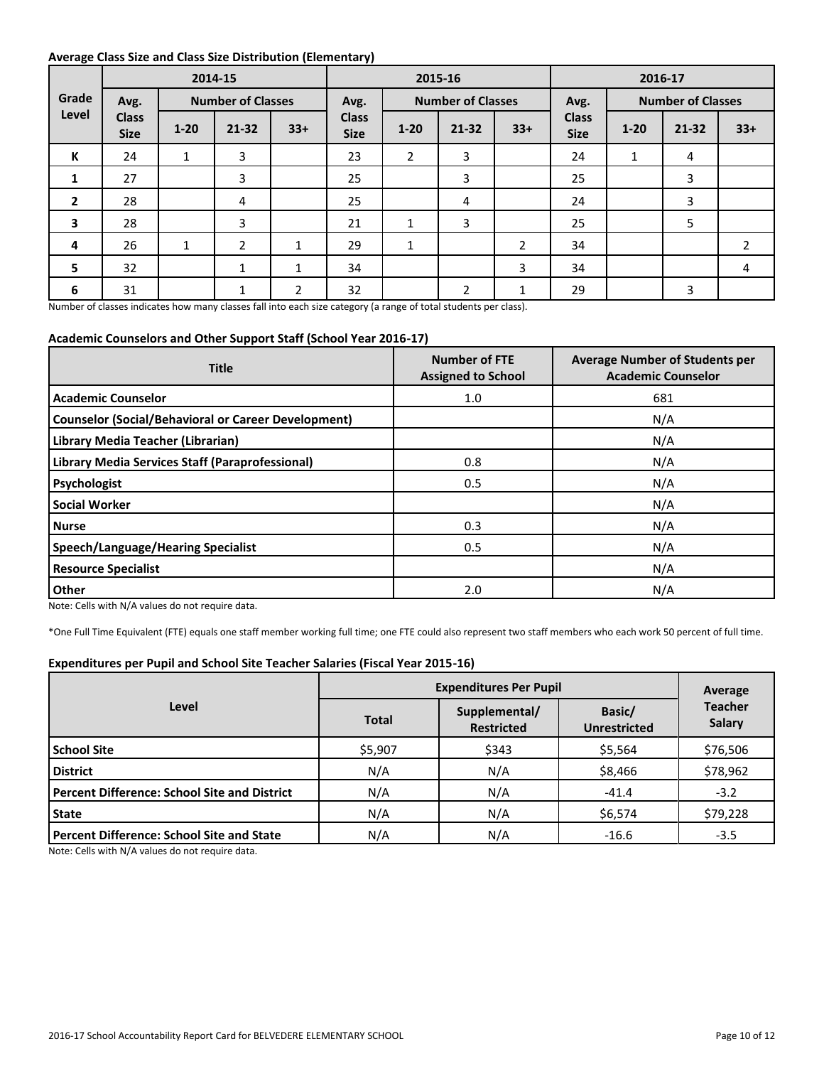**Average Class Size and Class Size Distribution (Elementary)**

| Grade Level | 2014-15 | | | | 2015-16 | | | | 2016-17 | | | |
|---|---|---|---|---|---|---|---|---|---|---|---|---|
| | Avg. Class Size | Number of Classes | | | Avg. Class Size | Number of Classes | | | Avg. Class Size | Number of Classes | | |
| | | 1-20 | 21-32 | 33+ | | 1-20 | 21-32 | 33+ | | 1-20 | 21-32 | 33+ |
| K | 24 | 1 | 3 | | 23 | 2 | 3 | | 24 | 1 | 4 | |
| 1 | 27 | | 3 | | 25 | | 3 | | 25 | | 3 | |
| 2 | 28 | | 4 | | 25 | | 4 | | 24 | | 3 | |
| 3 | 28 | | 3 | | 21 | 1 | 3 | | 25 | | 5 | |
| 4 | 26 | 1 | 2 | 1 | 29 | 1 | | 2 | 34 | | | 2 |
| 5 | 32 | | 1 | 1 | 34 | | | 3 | 34 | | | 4 |
| 6 | 31 | | 1 | 2 | 32 | | 2 | 1 | 29 | | 3 | |

Number of classes indicates how many classes fall into each size category (a range of total students per class).

**Academic Counselors and Other Support Staff (School Year 2016-17)**

| Title | Number of FTE Assigned to School | Average Number of Students per Academic Counselor |
|---|---|---|
| Academic Counselor | 1.0 | 681 |
| Counselor (Social/Behavioral or Career Development) | | N/A |
| Library Media Teacher (Librarian) | | N/A |
| Library Media Services Staff (Paraprofessional) | 0.8 | N/A |
| Psychologist | 0.5 | N/A |
| Social Worker | | N/A |
| Nurse | 0.3 | N/A |
| Speech/Language/Hearing Specialist | 0.5 | N/A |
| Resource Specialist | | N/A |
| Other | 2.0 | N/A |

Note: Cells with N/A values do not require data.

*One Full Time Equivalent (FTE) equals one staff member working full time; one FTE could also represent two staff members who each work 50 percent of full time.

**Expenditures per Pupil and School Site Teacher Salaries (Fiscal Year 2015-16)**

| Level | Expenditures Per Pupil | | | Average Teacher Salary |
|---|---|---|---|---|
| | Total | Supplemental/ Restricted | Basic/ Unrestricted | |
| School Site | $5,907 | $343 | $5,564 | $76,506 |
| District | N/A | N/A | $8,466 | $78,962 |
| Percent Difference: School Site and District | N/A | N/A | -41.4 | -3.2 |
| State | N/A | N/A | $6,574 | $79,228 |
| Percent Difference: School Site and State | N/A | N/A | -16.6 | -3.5 |

Note: Cells with N/A values do not require data.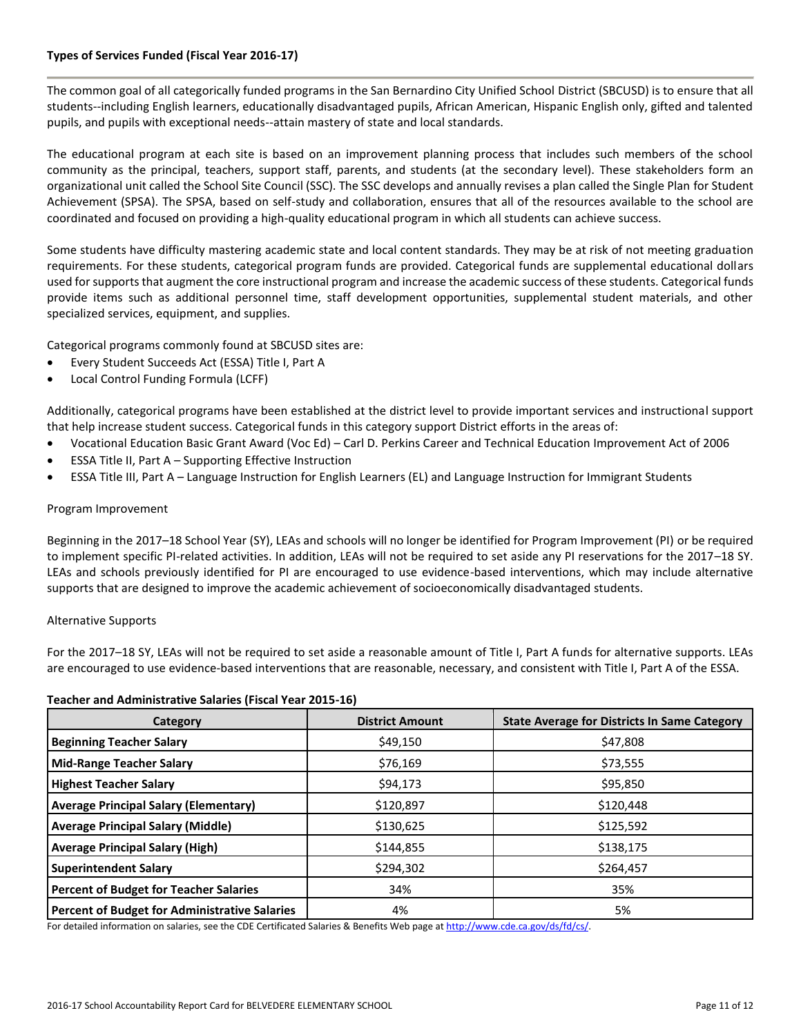**Types of Services Funded (Fiscal Year 2016-17)**

The common goal of all categorically funded programs in the San Bernardino City Unified School District (SBCUSD) is to ensure that all students--including English learners, educationally disadvantaged pupils, African American, Hispanic English only, gifted and talented pupils, and pupils with exceptional needs--attain mastery of state and local standards.

The educational program at each site is based on an improvement planning process that includes such members of the school community as the principal, teachers, support staff, parents, and students (at the secondary level). These stakeholders form an organizational unit called the School Site Council (SSC). The SSC develops and annually revises a plan called the Single Plan for Student Achievement (SPSA). The SPSA, based on self-study and collaboration, ensures that all of the resources available to the school are coordinated and focused on providing a high-quality educational program in which all students can achieve success.

Some students have difficulty mastering academic state and local content standards. They may be at risk of not meeting graduation requirements. For these students, categorical program funds are provided. Categorical funds are supplemental educational dollars used for supports that augment the core instructional program and increase the academic success of these students. Categorical funds provide items such as additional personnel time, staff development opportunities, supplemental student materials, and other specialized services, equipment, and supplies.

Categorical programs commonly found at SBCUSD sites are:

- Every Student Succeeds Act (ESSA) Title I, Part A
- Local Control Funding Formula (LCFF)

Additionally, categorical programs have been established at the district level to provide important services and instructional support that help increase student success. Categorical funds in this category support District efforts in the areas of:

- Vocational Education Basic Grant Award (Voc Ed) – Carl D. Perkins Career and Technical Education Improvement Act of 2006
- ESSA Title II, Part A – Supporting Effective Instruction
- ESSA Title III, Part A – Language Instruction for English Learners (EL) and Language Instruction for Immigrant Students

Program Improvement

Beginning in the 2017–18 School Year (SY), LEAs and schools will no longer be identified for Program Improvement (PI) or be required to implement specific PI-related activities. In addition, LEAs will not be required to set aside any PI reservations for the 2017–18 SY. LEAs and schools previously identified for PI are encouraged to use evidence-based interventions, which may include alternative supports that are designed to improve the academic achievement of socioeconomically disadvantaged students.

Alternative Supports

For the 2017–18 SY, LEAs will not be required to set aside a reasonable amount of Title I, Part A funds for alternative supports. LEAs are encouraged to use evidence-based interventions that are reasonable, necessary, and consistent with Title I, Part A of the ESSA.

**Teacher and Administrative Salaries (Fiscal Year 2015-16)**

| Category | District Amount | State Average for Districts In Same Category |
|---|---|---|
| **Beginning Teacher Salary** | $49,150 | $47,808 |
| **Mid-Range Teacher Salary** | $76,169 | $73,555 |
| **Highest Teacher Salary** | $94,173 | $95,850 |
| **Average Principal Salary (Elementary)** | $120,897 | $120,448 |
| **Average Principal Salary (Middle)** | $130,625 | $125,592 |
| **Average Principal Salary (High)** | $144,855 | $138,175 |
| **Superintendent Salary** | $294,302 | $264,457 |
| **Percent of Budget for Teacher Salaries** | 34% | 35% |
| **Percent of Budget for Administrative Salaries** | 4% | 5% |

For detailed information on salaries, see the CDE Certificated Salaries & Benefits Web page at http://www.cde.ca.gov/ds/fd/cs/.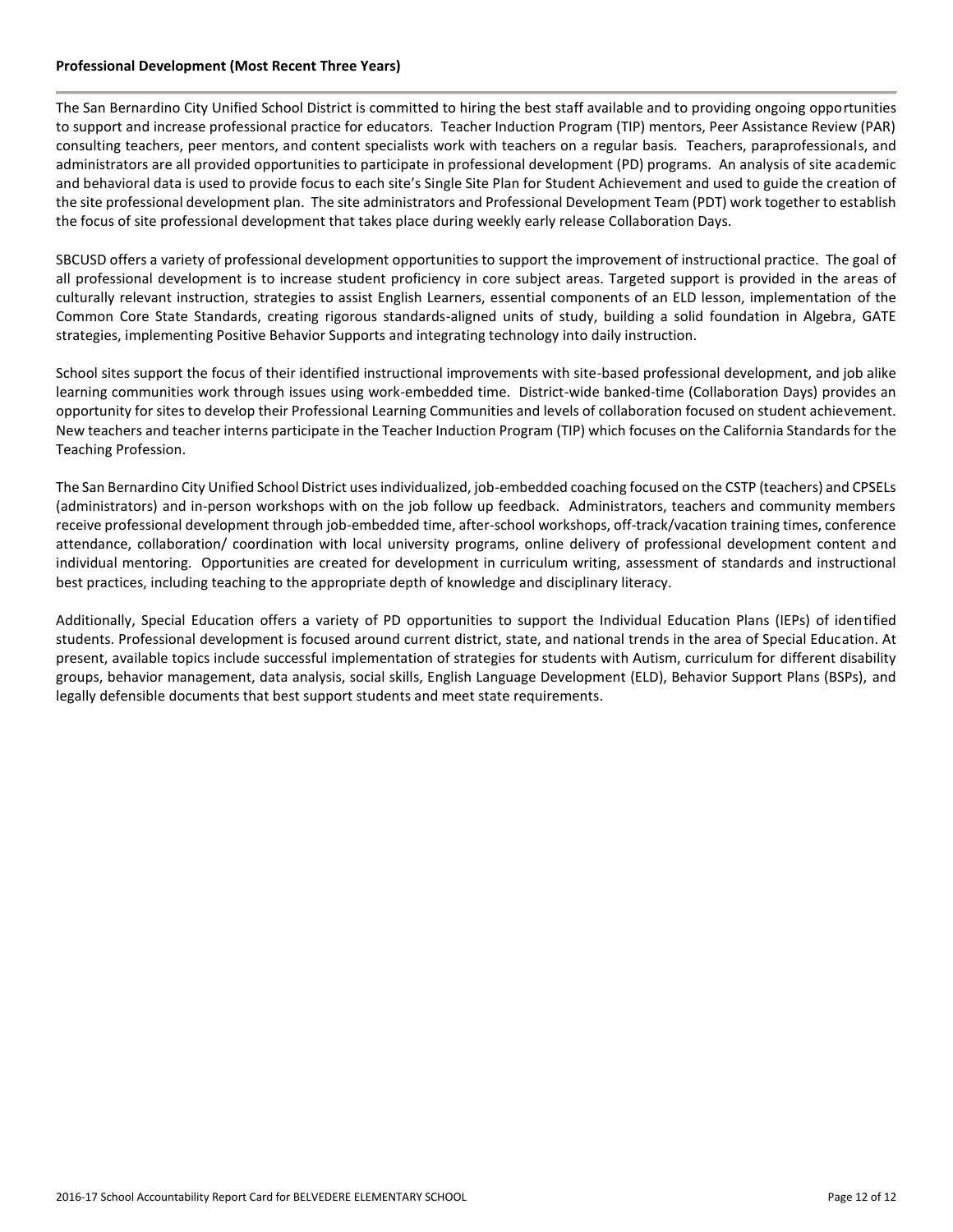**Professional Development (Most Recent Three Years)**

The San Bernardino City Unified School District is committed to hiring the best staff available and to providing ongoing opportunities to support and increase professional practice for educators. Teacher Induction Program (TIP) mentors, Peer Assistance Review (PAR) consulting teachers, peer mentors, and content specialists work with teachers on a regular basis. Teachers, paraprofessionals, and administrators are all provided opportunities to participate in professional development (PD) programs. An analysis of site academic and behavioral data is used to provide focus to each site's Single Site Plan for Student Achievement and used to guide the creation of the site professional development plan. The site administrators and Professional Development Team (PDT) work together to establish the focus of site professional development that takes place during weekly early release Collaboration Days.

SBCUSD offers a variety of professional development opportunities to support the improvement of instructional practice. The goal of all professional development is to increase student proficiency in core subject areas. Targeted support is provided in the areas of culturally relevant instruction, strategies to assist English Learners, essential components of an ELD lesson, implementation of the Common Core State Standards, creating rigorous standards-aligned units of study, building a solid foundation in Algebra, GATE strategies, implementing Positive Behavior Supports and integrating technology into daily instruction.

School sites support the focus of their identified instructional improvements with site-based professional development, and job alike learning communities work through issues using work-embedded time. District-wide banked-time (Collaboration Days) provides an opportunity for sites to develop their Professional Learning Communities and levels of collaboration focused on student achievement. New teachers and teacher interns participate in the Teacher Induction Program (TIP) which focuses on the California Standards for the Teaching Profession.

The San Bernardino City Unified School District uses individualized, job-embedded coaching focused on the CSTP (teachers) and CPSELs (administrators) and in-person workshops with on the job follow up feedback. Administrators, teachers and community members receive professional development through job-embedded time, after-school workshops, off-track/vacation training times, conference attendance, collaboration/ coordination with local university programs, online delivery of professional development content and individual mentoring. Opportunities are created for development in curriculum writing, assessment of standards and instructional best practices, including teaching to the appropriate depth of knowledge and disciplinary literacy.

Additionally, Special Education offers a variety of PD opportunities to support the Individual Education Plans (IEPs) of identified students. Professional development is focused around current district, state, and national trends in the area of Special Education. At present, available topics include successful implementation of strategies for students with Autism, curriculum for different disability groups, behavior management, data analysis, social skills, English Language Development (ELD), Behavior Support Plans (BSPs), and legally defensible documents that best support students and meet state requirements.